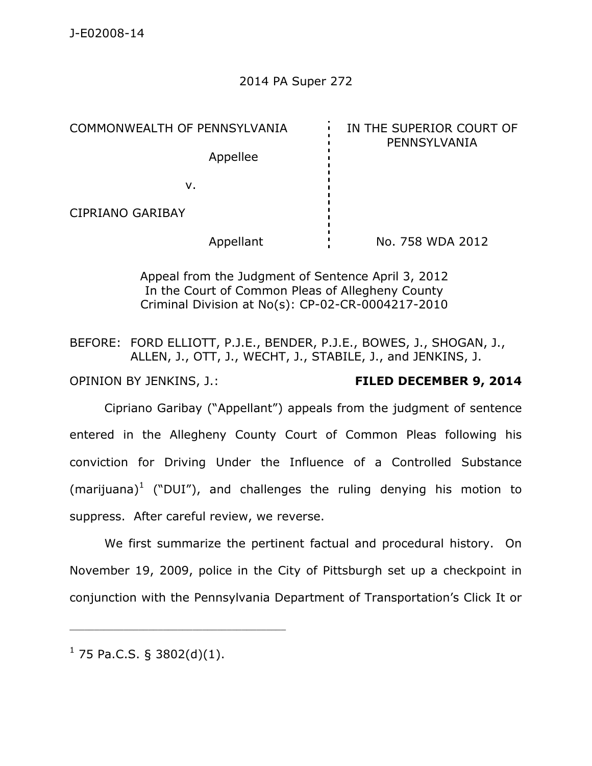J-E02008-14

2014 PA Super 272

| COMMONWEALTH OF PENNSYLVANIA | IN THE SUPERIOR COURT OF PENNSYLVANIA |
|---|---|
| Appellee | |
| v. | |
| CIPRIANO GARIBAY | |
| Appellant | No. 758 WDA 2012 |

Appeal from the Judgment of Sentence April 3, 2012
In the Court of Common Pleas of Allegheny County
Criminal Division at No(s): CP-02-CR-0004217-2010

BEFORE: FORD ELLIOTT, P.J.E., BENDER, P.J.E., BOWES, J., SHOGAN, J., ALLEN, J., OTT, J., WECHT, J., STABILE, J., and JENKINS, J.

OPINION BY JENKINS, J.: **FILED DECEMBER 9, 2014**

Cipriano Garibay ("Appellant") appeals from the judgment of sentence entered in the Allegheny County Court of Common Pleas following his conviction for Driving Under the Influence of a Controlled Substance (marijuana)[1] ("DUI"), and challenges the ruling denying his motion to suppress. After careful review, we reverse.

We first summarize the pertinent factual and procedural history. On November 19, 2009, police in the City of Pittsburgh set up a checkpoint in conjunction with the Pennsylvania Department of Transportation's Click It or

---

[1] 75 Pa.C.S. § 3802(d)(1).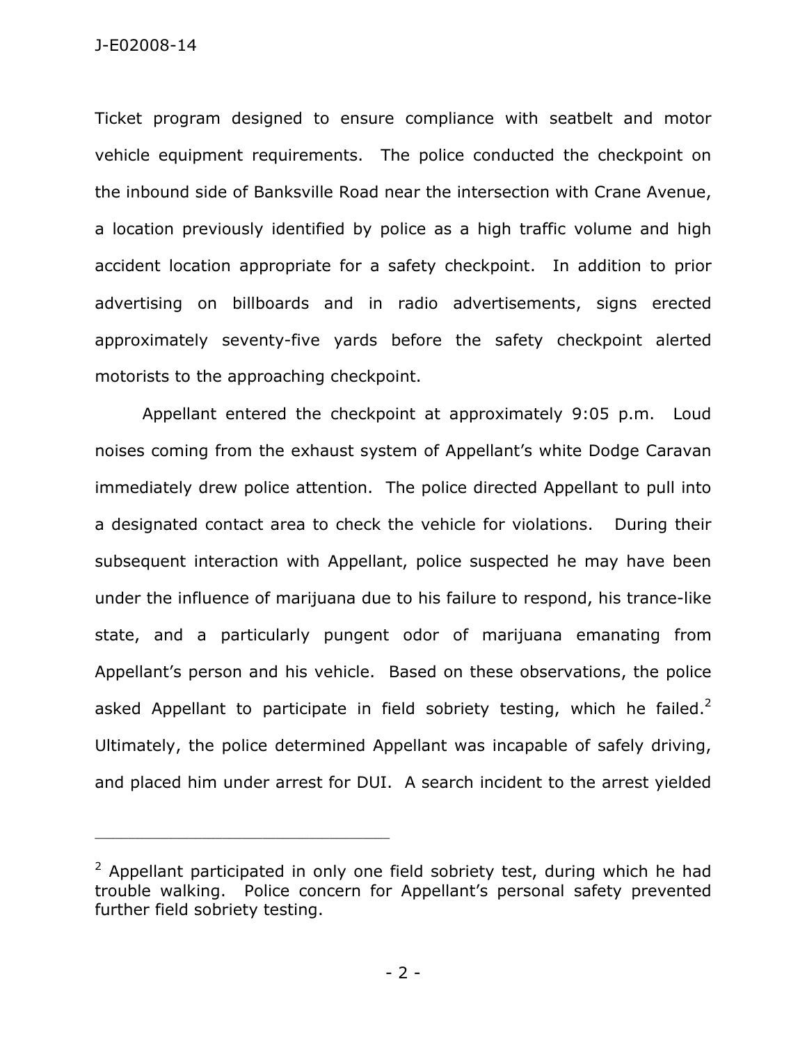Ticket program designed to ensure compliance with seatbelt and motor vehicle equipment requirements. The police conducted the checkpoint on the inbound side of Banksville Road near the intersection with Crane Avenue, a location previously identified by police as a high traffic volume and high accident location appropriate for a safety checkpoint. In addition to prior advertising on billboards and in radio advertisements, signs erected approximately seventy-five yards before the safety checkpoint alerted motorists to the approaching checkpoint.

Appellant entered the checkpoint at approximately 9:05 p.m. Loud noises coming from the exhaust system of Appellant's white Dodge Caravan immediately drew police attention. The police directed Appellant to pull into a designated contact area to check the vehicle for violations. During their subsequent interaction with Appellant, police suspected he may have been under the influence of marijuana due to his failure to respond, his trance-like state, and a particularly pungent odor of marijuana emanating from Appellant's person and his vehicle. Based on these observations, the police asked Appellant to participate in field sobriety testing, which he failed.[2] Ultimately, the police determined Appellant was incapable of safely driving, and placed him under arrest for DUI. A search incident to the arrest yielded

---

[2] Appellant participated in only one field sobriety test, during which he had trouble walking. Police concern for Appellant's personal safety prevented further field sobriety testing.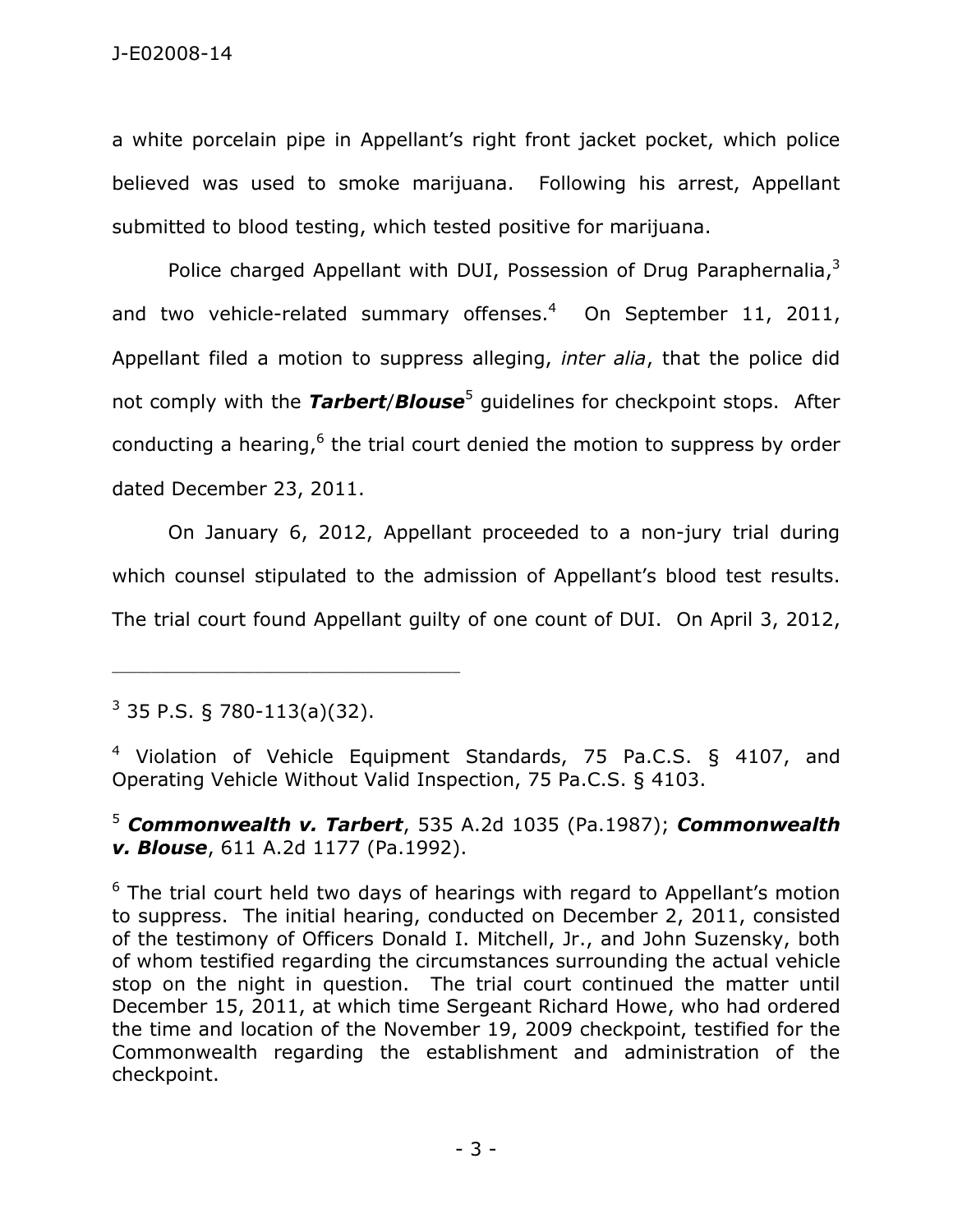a white porcelain pipe in Appellant's right front jacket pocket, which police believed was used to smoke marijuana. Following his arrest, Appellant submitted to blood testing, which tested positive for marijuana.

Police charged Appellant with DUI, Possession of Drug Paraphernalia,[3] and two vehicle-related summary offenses.[4] On September 11, 2011, Appellant filed a motion to suppress alleging, *inter alia*, that the police did not comply with the ***Tarbert*/*Blouse***[5] guidelines for checkpoint stops. After conducting a hearing,[6] the trial court denied the motion to suppress by order dated December 23, 2011.

On January 6, 2012, Appellant proceeded to a non-jury trial during which counsel stipulated to the admission of Appellant's blood test results. The trial court found Appellant guilty of one count of DUI. On April 3, 2012,

---

[3] 35 P.S. § 780-113(a)(32).

[4] Violation of Vehicle Equipment Standards, 75 Pa.C.S. § 4107, and Operating Vehicle Without Valid Inspection, 75 Pa.C.S. § 4103.

[5] ***Commonwealth v. Tarbert***, 535 A.2d 1035 (Pa.1987); ***Commonwealth v. Blouse***, 611 A.2d 1177 (Pa.1992).

[6] The trial court held two days of hearings with regard to Appellant's motion to suppress. The initial hearing, conducted on December 2, 2011, consisted of the testimony of Officers Donald I. Mitchell, Jr., and John Suzensky, both of whom testified regarding the circumstances surrounding the actual vehicle stop on the night in question. The trial court continued the matter until December 15, 2011, at which time Sergeant Richard Howe, who had ordered the time and location of the November 19, 2009 checkpoint, testified for the Commonwealth regarding the establishment and administration of the checkpoint.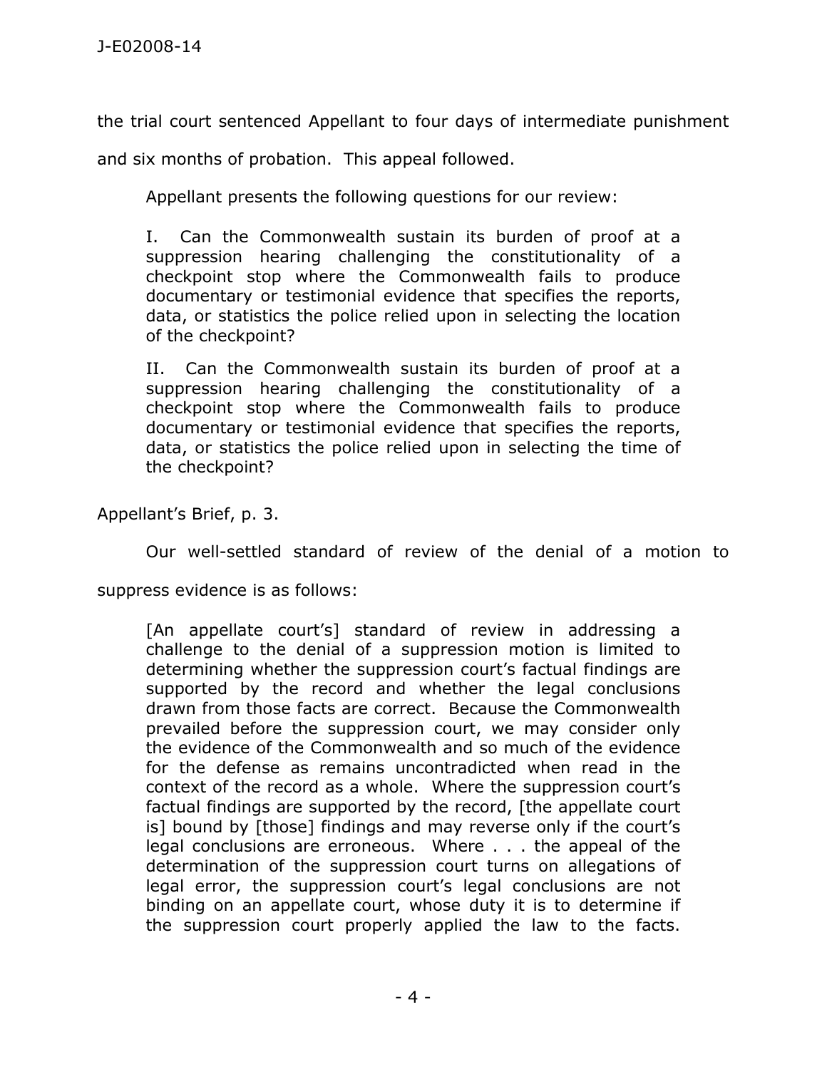the trial court sentenced Appellant to four days of intermediate punishment and six months of probation. This appeal followed.

Appellant presents the following questions for our review:

> I. Can the Commonwealth sustain its burden of proof at a suppression hearing challenging the constitutionality of a checkpoint stop where the Commonwealth fails to produce documentary or testimonial evidence that specifies the reports, data, or statistics the police relied upon in selecting the location of the checkpoint?
>
> II. Can the Commonwealth sustain its burden of proof at a suppression hearing challenging the constitutionality of a checkpoint stop where the Commonwealth fails to produce documentary or testimonial evidence that specifies the reports, data, or statistics the police relied upon in selecting the time of the checkpoint?

Appellant's Brief, p. 3.

Our well-settled standard of review of the denial of a motion to suppress evidence is as follows:

> [An appellate court's] standard of review in addressing a challenge to the denial of a suppression motion is limited to determining whether the suppression court's factual findings are supported by the record and whether the legal conclusions drawn from those facts are correct. Because the Commonwealth prevailed before the suppression court, we may consider only the evidence of the Commonwealth and so much of the evidence for the defense as remains uncontradicted when read in the context of the record as a whole. Where the suppression court's factual findings are supported by the record, [the appellate court is] bound by [those] findings and may reverse only if the court's legal conclusions are erroneous. Where . . . the appeal of the determination of the suppression court turns on allegations of legal error, the suppression court's legal conclusions are not binding on an appellate court, whose duty it is to determine if the suppression court properly applied the law to the facts.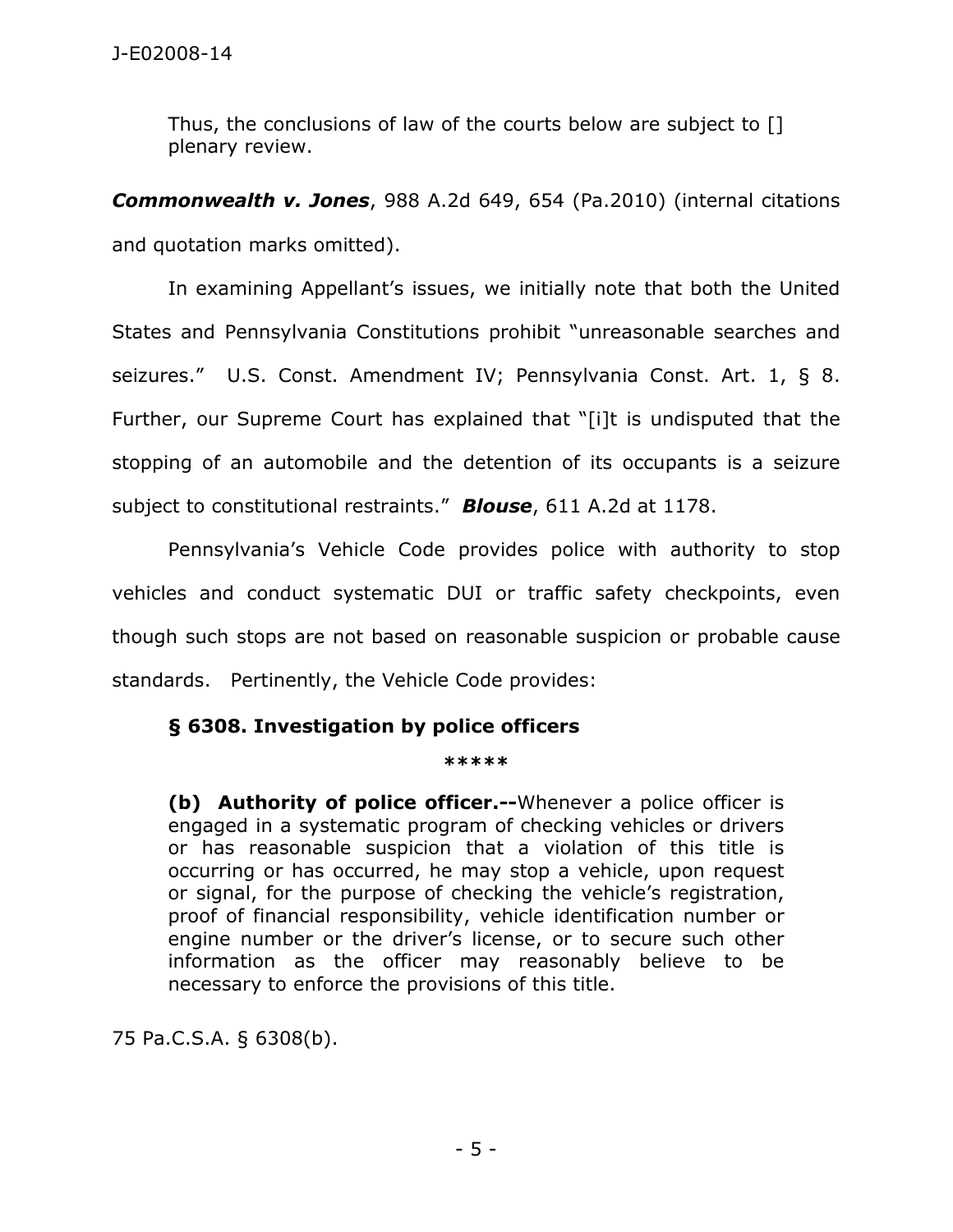Thus, the conclusions of law of the courts below are subject to [] plenary review.

***Commonwealth v. Jones***, 988 A.2d 649, 654 (Pa.2010) (internal citations and quotation marks omitted).

In examining Appellant's issues, we initially note that both the United States and Pennsylvania Constitutions prohibit "unreasonable searches and seizures." U.S. Const. Amendment IV; Pennsylvania Const. Art. 1, § 8. Further, our Supreme Court has explained that "[i]t is undisputed that the stopping of an automobile and the detention of its occupants is a seizure subject to constitutional restraints." ***Blouse***, 611 A.2d at 1178.

Pennsylvania's Vehicle Code provides police with authority to stop vehicles and conduct systematic DUI or traffic safety checkpoints, even though such stops are not based on reasonable suspicion or probable cause standards. Pertinently, the Vehicle Code provides:

> **§ 6308. Investigation by police officers**
>
> *****
>
> **(b) Authority of police officer.--**Whenever a police officer is engaged in a systematic program of checking vehicles or drivers or has reasonable suspicion that a violation of this title is occurring or has occurred, he may stop a vehicle, upon request or signal, for the purpose of checking the vehicle's registration, proof of financial responsibility, vehicle identification number or engine number or the driver's license, or to secure such other information as the officer may reasonably believe to be necessary to enforce the provisions of this title.

75 Pa.C.S.A. § 6308(b).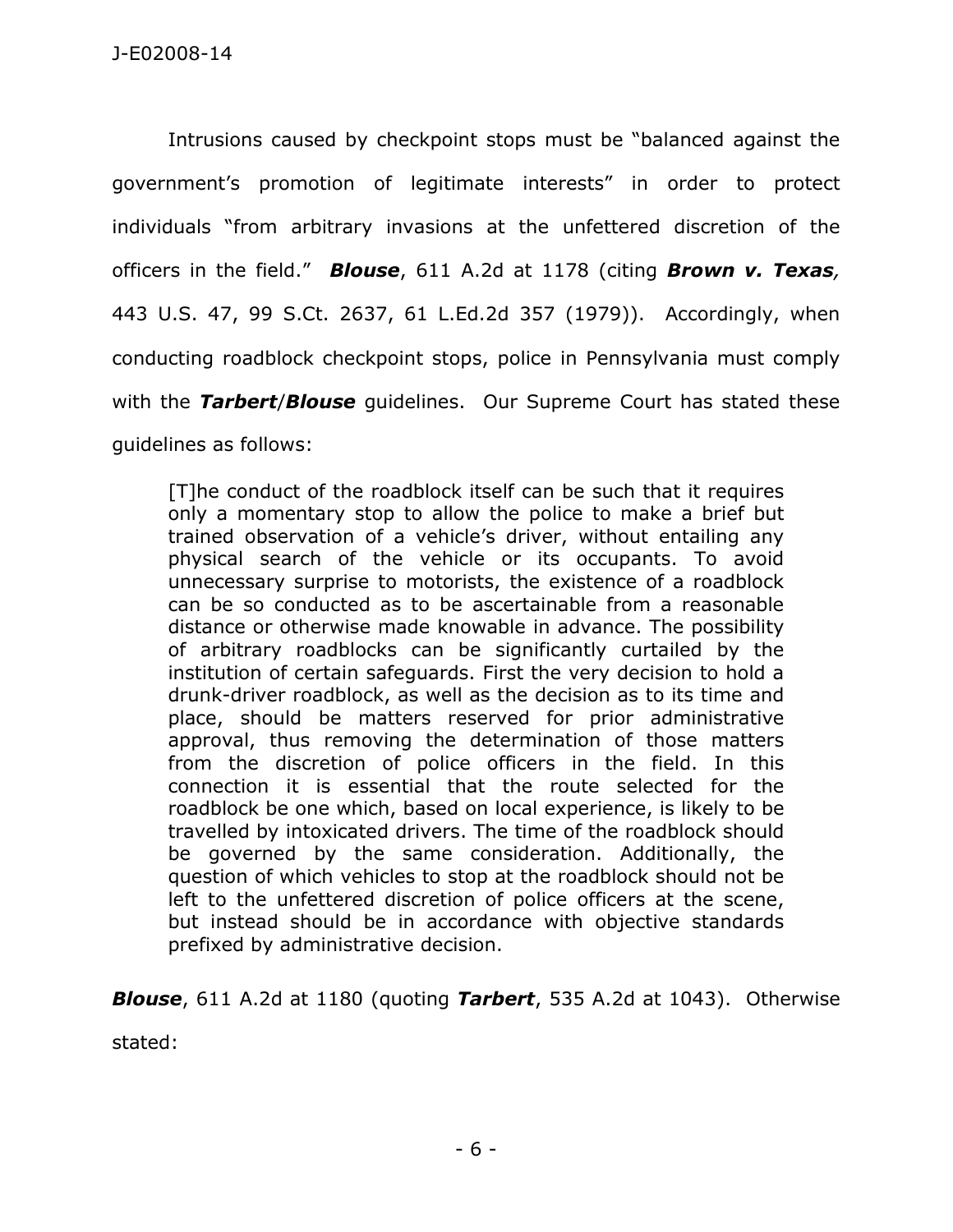Intrusions caused by checkpoint stops must be "balanced against the government's promotion of legitimate interests" in order to protect individuals "from arbitrary invasions at the unfettered discretion of the officers in the field." ***Blouse***, 611 A.2d at 1178 (citing ***Brown v. Texas,*** 443 U.S. 47, 99 S.Ct. 2637, 61 L.Ed.2d 357 (1979)). Accordingly, when conducting roadblock checkpoint stops, police in Pennsylvania must comply with the ***Tarbert***/***Blouse*** guidelines. Our Supreme Court has stated these guidelines as follows:

> [T]he conduct of the roadblock itself can be such that it requires only a momentary stop to allow the police to make a brief but trained observation of a vehicle's driver, without entailing any physical search of the vehicle or its occupants. To avoid unnecessary surprise to motorists, the existence of a roadblock can be so conducted as to be ascertainable from a reasonable distance or otherwise made knowable in advance. The possibility of arbitrary roadblocks can be significantly curtailed by the institution of certain safeguards. First the very decision to hold a drunk-driver roadblock, as well as the decision as to its time and place, should be matters reserved for prior administrative approval, thus removing the determination of those matters from the discretion of police officers in the field. In this connection it is essential that the route selected for the roadblock be one which, based on local experience, is likely to be travelled by intoxicated drivers. The time of the roadblock should be governed by the same consideration. Additionally, the question of which vehicles to stop at the roadblock should not be left to the unfettered discretion of police officers at the scene, but instead should be in accordance with objective standards prefixed by administrative decision.

***Blouse***, 611 A.2d at 1180 (quoting ***Tarbert***, 535 A.2d at 1043). Otherwise stated: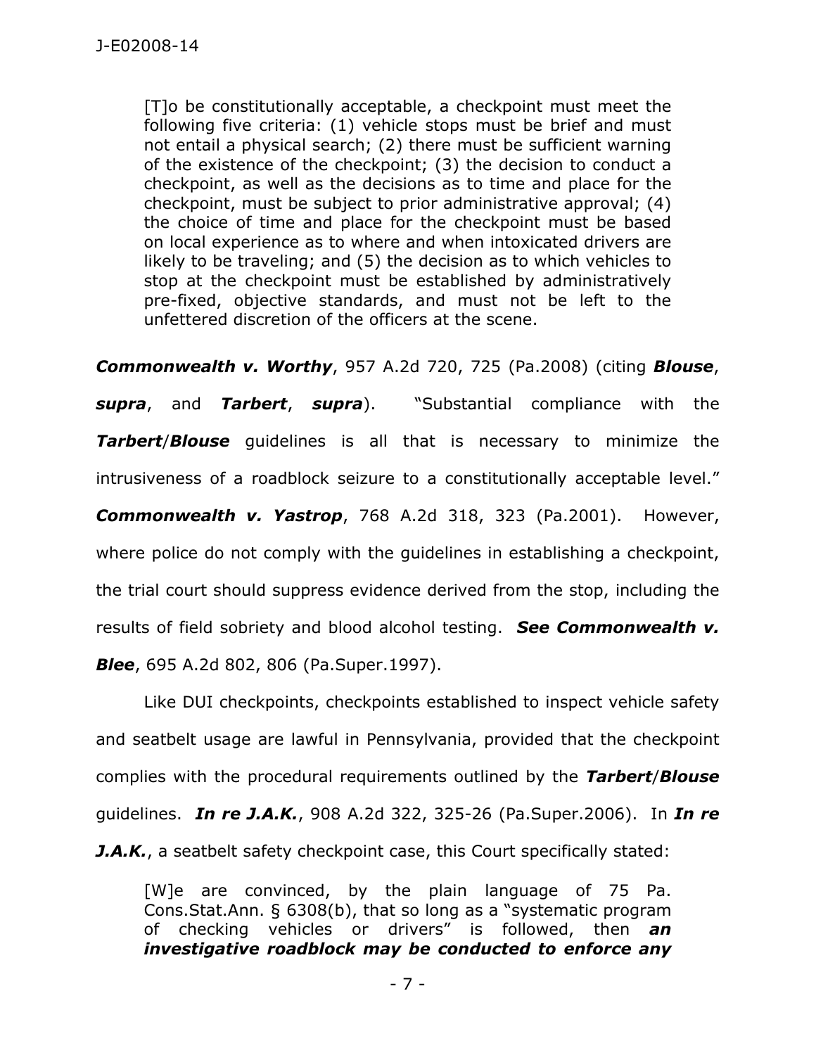> [T]o be constitutionally acceptable, a checkpoint must meet the following five criteria: (1) vehicle stops must be brief and must not entail a physical search; (2) there must be sufficient warning of the existence of the checkpoint; (3) the decision to conduct a checkpoint, as well as the decisions as to time and place for the checkpoint, must be subject to prior administrative approval; (4) the choice of time and place for the checkpoint must be based on local experience as to where and when intoxicated drivers are likely to be traveling; and (5) the decision as to which vehicles to stop at the checkpoint must be established by administratively pre-fixed, objective standards, and must not be left to the unfettered discretion of the officers at the scene.

***Commonwealth v. Worthy***, 957 A.2d 720, 725 (Pa.2008) (citing ***Blouse***, ***supra***, and ***Tarbert***, ***supra***). "Substantial compliance with the ***Tarbert***/***Blouse*** guidelines is all that is necessary to minimize the intrusiveness of a roadblock seizure to a constitutionally acceptable level." ***Commonwealth v. Yastrop***, 768 A.2d 318, 323 (Pa.2001). However, where police do not comply with the guidelines in establishing a checkpoint, the trial court should suppress evidence derived from the stop, including the results of field sobriety and blood alcohol testing. ***See Commonwealth v. Blee***, 695 A.2d 802, 806 (Pa.Super.1997).

Like DUI checkpoints, checkpoints established to inspect vehicle safety and seatbelt usage are lawful in Pennsylvania, provided that the checkpoint complies with the procedural requirements outlined by the ***Tarbert***/***Blouse*** guidelines. ***In re J.A.K.***, 908 A.2d 322, 325-26 (Pa.Super.2006). In ***In re J.A.K.***, a seatbelt safety checkpoint case, this Court specifically stated:

> [W]e are convinced, by the plain language of 75 Pa. Cons.Stat.Ann. § 6308(b), that so long as a "systematic program of checking vehicles or drivers" is followed, then ***an investigative roadblock may be conducted to enforce any***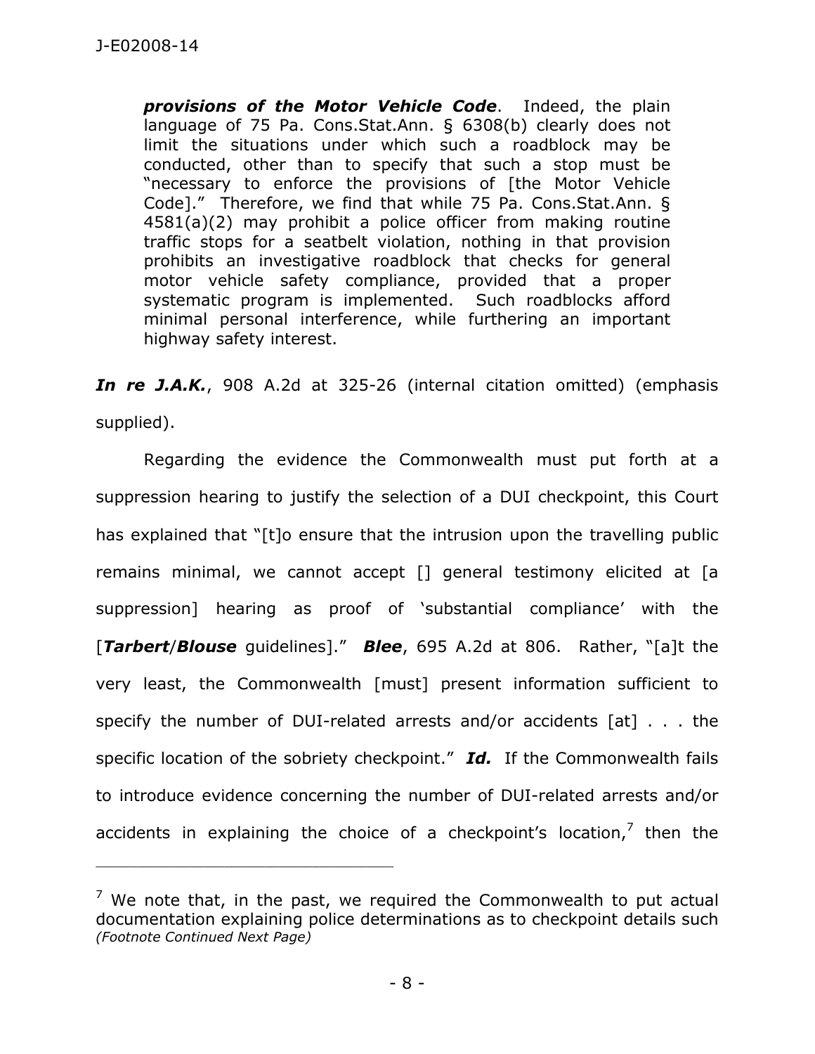> ***provisions of the Motor Vehicle Code***. Indeed, the plain language of 75 Pa. Cons.Stat.Ann. § 6308(b) clearly does not limit the situations under which such a roadblock may be conducted, other than to specify that such a stop must be "necessary to enforce the provisions of [the Motor Vehicle Code]." Therefore, we find that while 75 Pa. Cons.Stat.Ann. § 4581(a)(2) may prohibit a police officer from making routine traffic stops for a seatbelt violation, nothing in that provision prohibits an investigative roadblock that checks for general motor vehicle safety compliance, provided that a proper systematic program is implemented. Such roadblocks afford minimal personal interference, while furthering an important highway safety interest.

***In re J.A.K.***, 908 A.2d at 325-26 (internal citation omitted) (emphasis supplied).

Regarding the evidence the Commonwealth must put forth at a suppression hearing to justify the selection of a DUI checkpoint, this Court has explained that "[t]o ensure that the intrusion upon the travelling public remains minimal, we cannot accept [] general testimony elicited at [a suppression] hearing as proof of 'substantial compliance' with the [***Tarbert***/***Blouse*** guidelines]." ***Blee***, 695 A.2d at 806. Rather, "[a]t the very least, the Commonwealth [must] present information sufficient to specify the number of DUI-related arrests and/or accidents [at] . . . the specific location of the sobriety checkpoint." ***Id.*** If the Commonwealth fails to introduce evidence concerning the number of DUI-related arrests and/or accidents in explaining the choice of a checkpoint's location,[7] then the

---

[7] We note that, in the past, we required the Commonwealth to put actual documentation explaining police determinations as to checkpoint details such *(Footnote Continued Next Page)*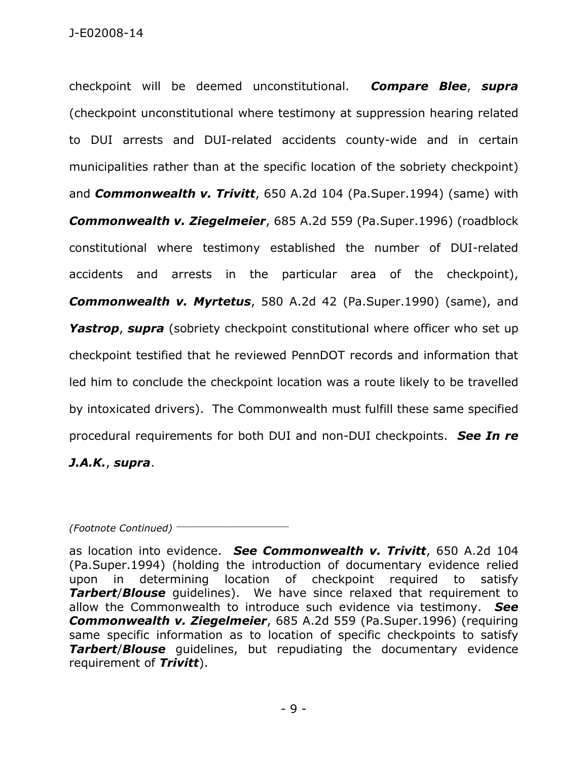checkpoint will be deemed unconstitutional. ***Compare Blee***, ***supra*** (checkpoint unconstitutional where testimony at suppression hearing related to DUI arrests and DUI-related accidents county-wide and in certain municipalities rather than at the specific location of the sobriety checkpoint) and ***Commonwealth v. Trivitt***, 650 A.2d 104 (Pa.Super.1994) (same) with ***Commonwealth v. Ziegelmeier***, 685 A.2d 559 (Pa.Super.1996) (roadblock constitutional where testimony established the number of DUI-related accidents and arrests in the particular area of the checkpoint), ***Commonwealth v. Myrtetus***, 580 A.2d 42 (Pa.Super.1990) (same), and ***Yastrop***, ***supra*** (sobriety checkpoint constitutional where officer who set up checkpoint testified that he reviewed PennDOT records and information that led him to conclude the checkpoint location was a route likely to be travelled by intoxicated drivers). The Commonwealth must fulfill these same specified procedural requirements for both DUI and non-DUI checkpoints. ***See In re J.A.K.***, ***supra***.

*(Footnote Continued)*

as location into evidence. ***See Commonwealth v. Trivitt***, 650 A.2d 104 (Pa.Super.1994) (holding the introduction of documentary evidence relied upon in determining location of checkpoint required to satisfy ***Tarbert***/***Blouse*** guidelines). We have since relaxed that requirement to allow the Commonwealth to introduce such evidence via testimony. ***See Commonwealth v. Ziegelmeier***, 685 A.2d 559 (Pa.Super.1996) (requiring same specific information as to location of specific checkpoints to satisfy ***Tarbert***/***Blouse*** guidelines, but repudiating the documentary evidence requirement of ***Trivitt***).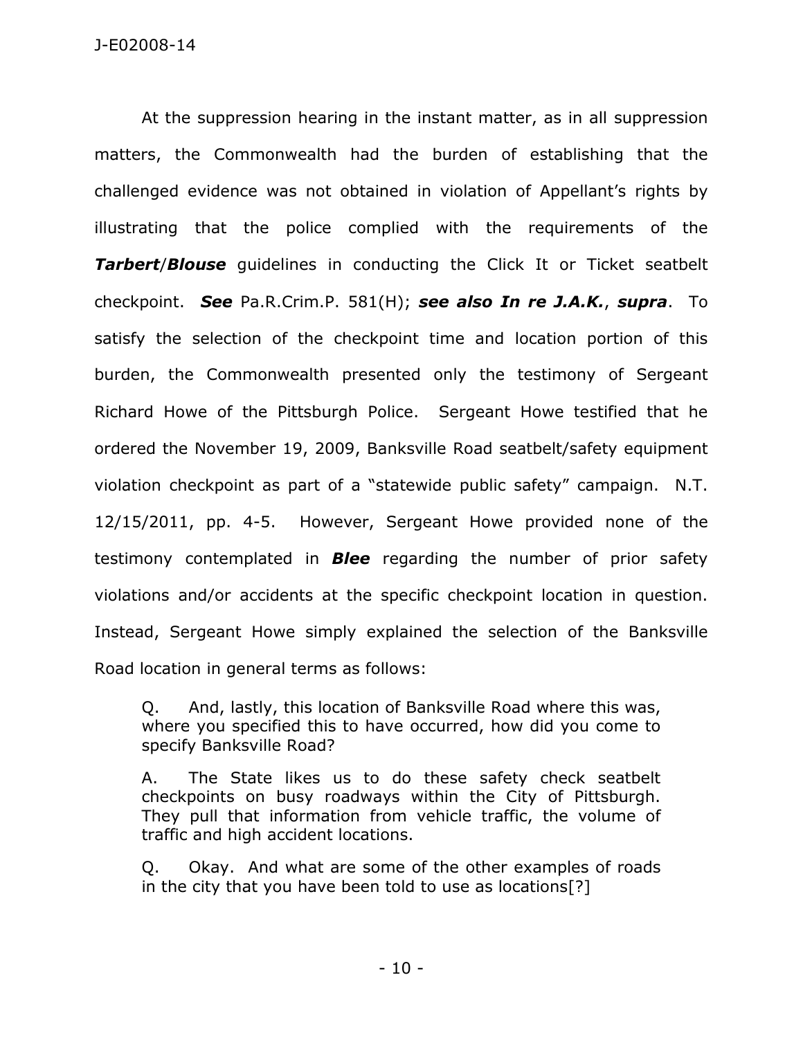At the suppression hearing in the instant matter, as in all suppression matters, the Commonwealth had the burden of establishing that the challenged evidence was not obtained in violation of Appellant's rights by illustrating that the police complied with the requirements of the ***Tarbert***/***Blouse*** guidelines in conducting the Click It or Ticket seatbelt checkpoint. ***See*** Pa.R.Crim.P. 581(H); ***see also In re J.A.K.***, ***supra***. To satisfy the selection of the checkpoint time and location portion of this burden, the Commonwealth presented only the testimony of Sergeant Richard Howe of the Pittsburgh Police. Sergeant Howe testified that he ordered the November 19, 2009, Banksville Road seatbelt/safety equipment violation checkpoint as part of a "statewide public safety" campaign. N.T. 12/15/2011, pp. 4-5. However, Sergeant Howe provided none of the testimony contemplated in ***Blee*** regarding the number of prior safety violations and/or accidents at the specific checkpoint location in question. Instead, Sergeant Howe simply explained the selection of the Banksville Road location in general terms as follows:

> Q. And, lastly, this location of Banksville Road where this was, where you specified this to have occurred, how did you come to specify Banksville Road?
>
> A. The State likes us to do these safety check seatbelt checkpoints on busy roadways within the City of Pittsburgh. They pull that information from vehicle traffic, the volume of traffic and high accident locations.
>
> Q. Okay. And what are some of the other examples of roads in the city that you have been told to use as locations[?]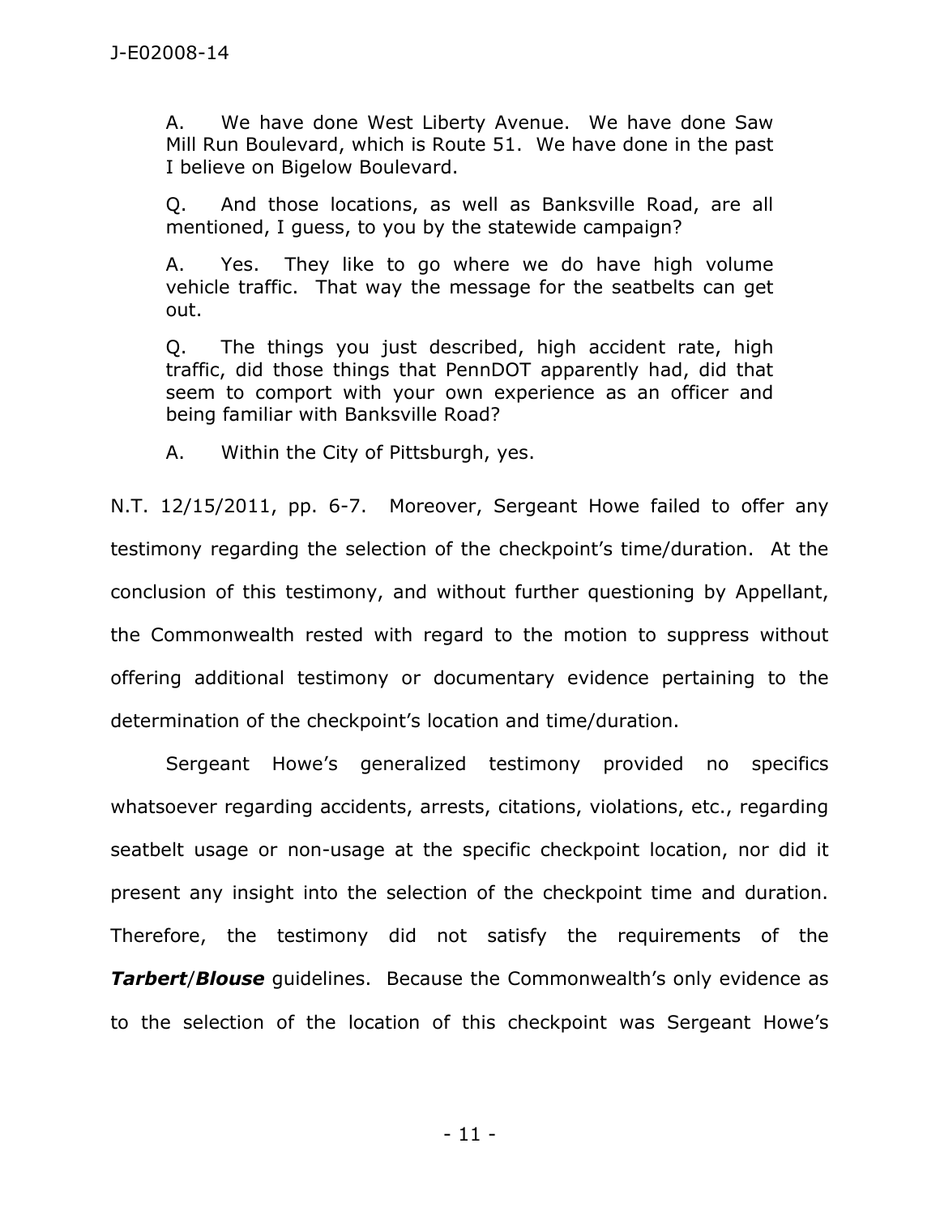> A. We have done West Liberty Avenue. We have done Saw Mill Run Boulevard, which is Route 51. We have done in the past I believe on Bigelow Boulevard.
>
> Q. And those locations, as well as Banksville Road, are all mentioned, I guess, to you by the statewide campaign?
>
> A. Yes. They like to go where we do have high volume vehicle traffic. That way the message for the seatbelts can get out.
>
> Q. The things you just described, high accident rate, high traffic, did those things that PennDOT apparently had, did that seem to comport with your own experience as an officer and being familiar with Banksville Road?
>
> A. Within the City of Pittsburgh, yes.

N.T. 12/15/2011, pp. 6-7. Moreover, Sergeant Howe failed to offer any testimony regarding the selection of the checkpoint's time/duration. At the conclusion of this testimony, and without further questioning by Appellant, the Commonwealth rested with regard to the motion to suppress without offering additional testimony or documentary evidence pertaining to the determination of the checkpoint's location and time/duration.

Sergeant Howe's generalized testimony provided no specifics whatsoever regarding accidents, arrests, citations, violations, etc., regarding seatbelt usage or non-usage at the specific checkpoint location, nor did it present any insight into the selection of the checkpoint time and duration. Therefore, the testimony did not satisfy the requirements of the ***Tarbert***/***Blouse*** guidelines. Because the Commonwealth's only evidence as to the selection of the location of this checkpoint was Sergeant Howe's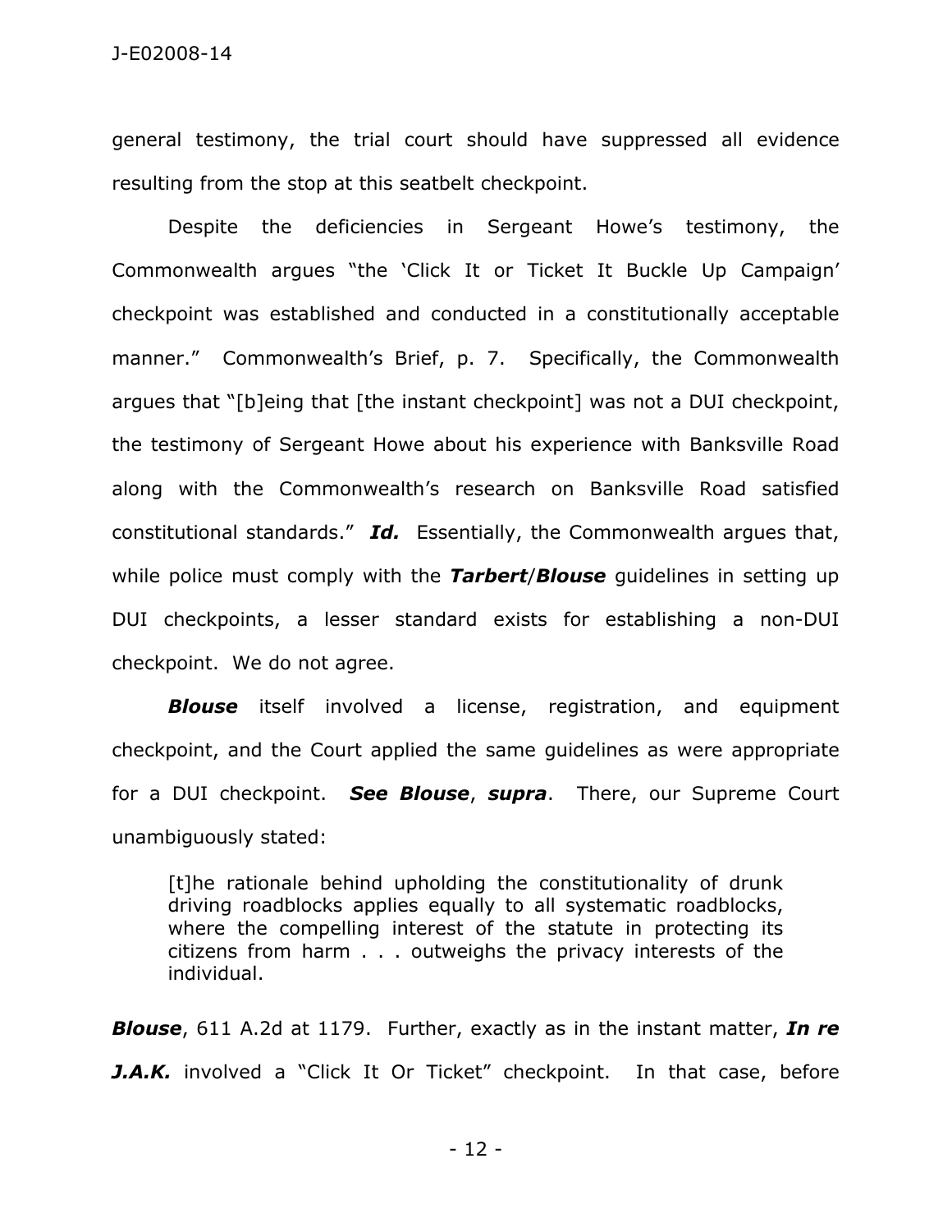general testimony, the trial court should have suppressed all evidence resulting from the stop at this seatbelt checkpoint.

Despite the deficiencies in Sergeant Howe's testimony, the Commonwealth argues "the 'Click It or Ticket It Buckle Up Campaign' checkpoint was established and conducted in a constitutionally acceptable manner." Commonwealth's Brief, p. 7. Specifically, the Commonwealth argues that "[b]eing that [the instant checkpoint] was not a DUI checkpoint, the testimony of Sergeant Howe about his experience with Banksville Road along with the Commonwealth's research on Banksville Road satisfied constitutional standards." ***Id.*** Essentially, the Commonwealth argues that, while police must comply with the ***Tarbert***/***Blouse*** guidelines in setting up DUI checkpoints, a lesser standard exists for establishing a non-DUI checkpoint. We do not agree.

***Blouse*** itself involved a license, registration, and equipment checkpoint, and the Court applied the same guidelines as were appropriate for a DUI checkpoint. ***See Blouse***, ***supra***. There, our Supreme Court unambiguously stated:

> [t]he rationale behind upholding the constitutionality of drunk driving roadblocks applies equally to all systematic roadblocks, where the compelling interest of the statute in protecting its citizens from harm . . . outweighs the privacy interests of the individual.

***Blouse***, 611 A.2d at 1179. Further, exactly as in the instant matter, ***In re J.A.K.*** involved a "Click It Or Ticket" checkpoint. In that case, before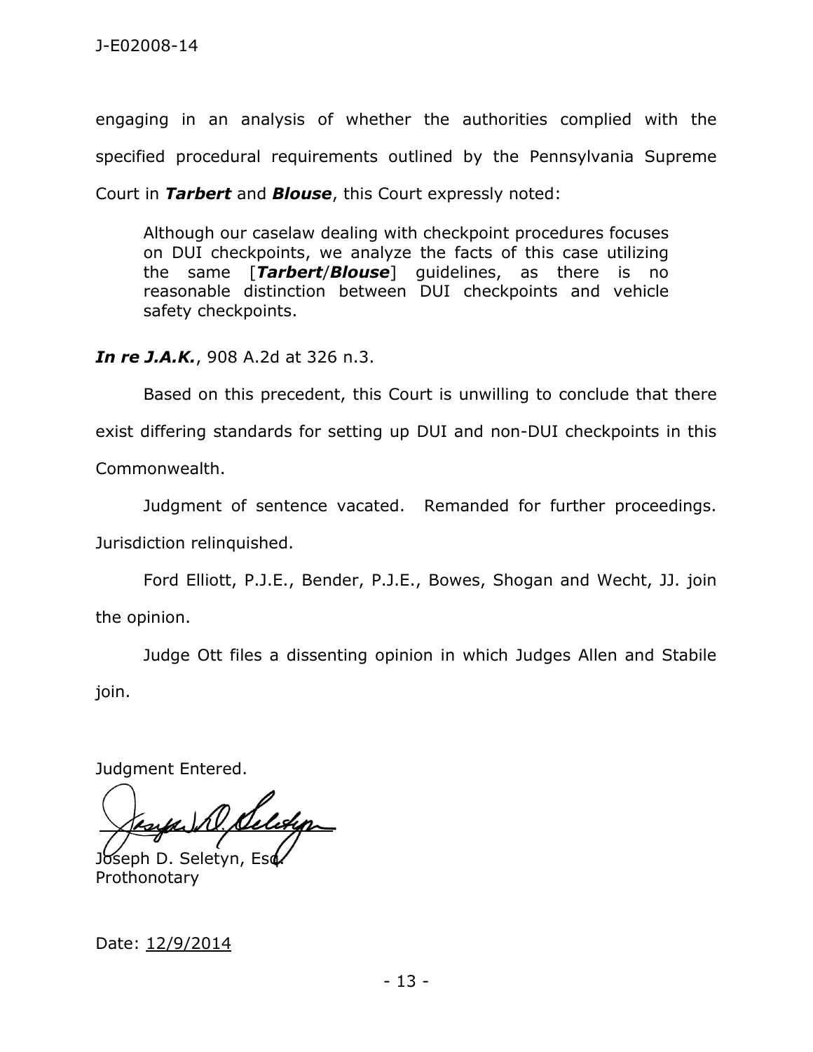engaging in an analysis of whether the authorities complied with the specified procedural requirements outlined by the Pennsylvania Supreme Court in ***Tarbert*** and ***Blouse***, this Court expressly noted:

> Although our caselaw dealing with checkpoint procedures focuses on DUI checkpoints, we analyze the facts of this case utilizing the same [***Tarbert***/***Blouse***] guidelines, as there is no reasonable distinction between DUI checkpoints and vehicle safety checkpoints.

***In re J.A.K.***, 908 A.2d at 326 n.3.

Based on this precedent, this Court is unwilling to conclude that there exist differing standards for setting up DUI and non-DUI checkpoints in this Commonwealth.

Judgment of sentence vacated. Remanded for further proceedings. Jurisdiction relinquished.

Ford Elliott, P.J.E., Bender, P.J.E., Bowes, Shogan and Wecht, JJ. join the opinion.

Judge Ott files a dissenting opinion in which Judges Allen and Stabile join.

Judgment Entered.

Joseph D. Seletyn, Esq.
Prothonotary

Date: 12/9/2014